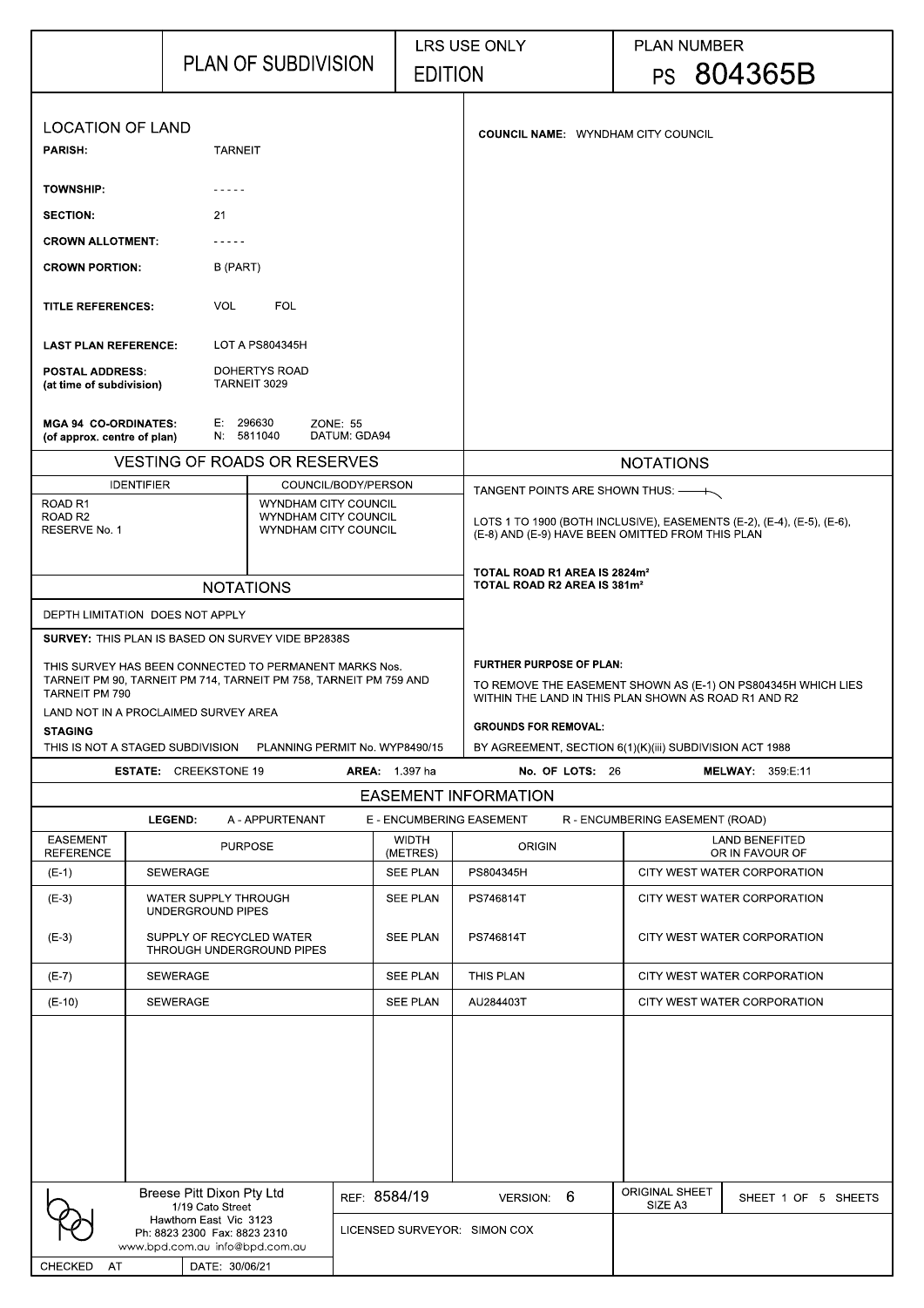# PLAN OF SUBDIVISION

LRS USE ONLY

EDITION

PLAN NUMBER

**PS 804365B**

## LOCATION OF LAND

**PARISH:** TARNEIT

**TOWNSHIP:** -----

**SECTION:** 21

**CROWN ALLOTMENT:** -----

**CROWN PORTION:** B (PART)

**TITLE REFERENCES:** VOL FOL

**LAST PLAN REFERENCE:** LOT A PS804345H

**POSTAL ADDRESS:** (at time of subdivision) DOHERTYS ROAD TARNEIT 3029

**MGA 94 CO-ORDINATES:** (of approx. centre of plan) E: 296630 N: 5811040 ZONE: 55 DATUM: GDA94

**COUNCIL NAME:** WYNDHAM CITY COUNCIL

## VESTING OF ROADS OR RESERVES

| IDENTIFIER | COUNCIL/BODY/PERSON |
|---|---|
| ROAD R1 | WYNDHAM CITY COUNCIL |
| ROAD R2 | WYNDHAM CITY COUNCIL |
| RESERVE No. 1 | WYNDHAM CITY COUNCIL |

## NOTATIONS

DEPTH LIMITATION DOES NOT APPLY

**SURVEY:** THIS PLAN IS BASED ON SURVEY VIDE BP2838S

THIS SURVEY HAS BEEN CONNECTED TO PERMANENT MARKS Nos. TARNEIT PM 90, TARNEIT PM 714, TARNEIT PM 758, TARNEIT PM 759 AND TARNEIT PM 790

LAND NOT IN A PROCLAIMED SURVEY AREA

**STAGING**

THIS IS NOT A STAGED SUBDIVISION PLANNING PERMIT No. WYP8490/15

## NOTATIONS

TANGENT POINTS ARE SHOWN THUS: ——⌐

LOTS 1 TO 1900 (BOTH INCLUSIVE), EASEMENTS (E-2), (E-4), (E-5), (E-6), (E-8) AND (E-9) HAVE BEEN OMITTED FROM THIS PLAN

**TOTAL ROAD R1 AREA IS 2824m²**

**TOTAL ROAD R2 AREA IS 381m²**

**FURTHER PURPOSE OF PLAN:**

TO REMOVE THE EASEMENT SHOWN AS (E-1) ON PS804345H WHICH LIES WITHIN THE LAND IN THIS PLAN SHOWN AS ROAD R1 AND R2

**GROUNDS FOR REMOVAL:**

BY AGREEMENT, SECTION 6(1)(K)(iii) SUBDIVISION ACT 1988

**ESTATE:** CREEKSTONE 19 **AREA:** 1.397 ha **No. OF LOTS:** 26 **MELWAY:** 359:E:11

## EASEMENT INFORMATION

**LEGEND:** A - APPURTENANT E - ENCUMBERING EASEMENT R - ENCUMBERING EASEMENT (ROAD)

| EASEMENT REFERENCE | PURPOSE | WIDTH (METRES) | ORIGIN | LAND BENEFITED OR IN FAVOUR OF |
|---|---|---|---|---|
| (E-1) | SEWERAGE | SEE PLAN | PS804345H | CITY WEST WATER CORPORATION |
| (E-3) | WATER SUPPLY THROUGH UNDERGROUND PIPES | SEE PLAN | PS746814T | CITY WEST WATER CORPORATION |
| (E-3) | SUPPLY OF RECYCLED WATER THROUGH UNDERGROUND PIPES | SEE PLAN | PS746814T | CITY WEST WATER CORPORATION |
| (E-7) | SEWERAGE | SEE PLAN | THIS PLAN | CITY WEST WATER CORPORATION |
| (E-10) | SEWERAGE | SEE PLAN | AU284403T | CITY WEST WATER CORPORATION |

Breese Pitt Dixon Pty Ltd
1/19 Cato Street
Hawthorn East Vic 3123
Ph: 8823 2300 Fax: 8823 2310
www.bpd.com.au info@bpd.com.au

REF: 8584/19 VERSION: 6

LICENSED SURVEYOR: SIMON COX

ORIGINAL SHEET SIZE A3

CHECKED AT DATE: 30/06/21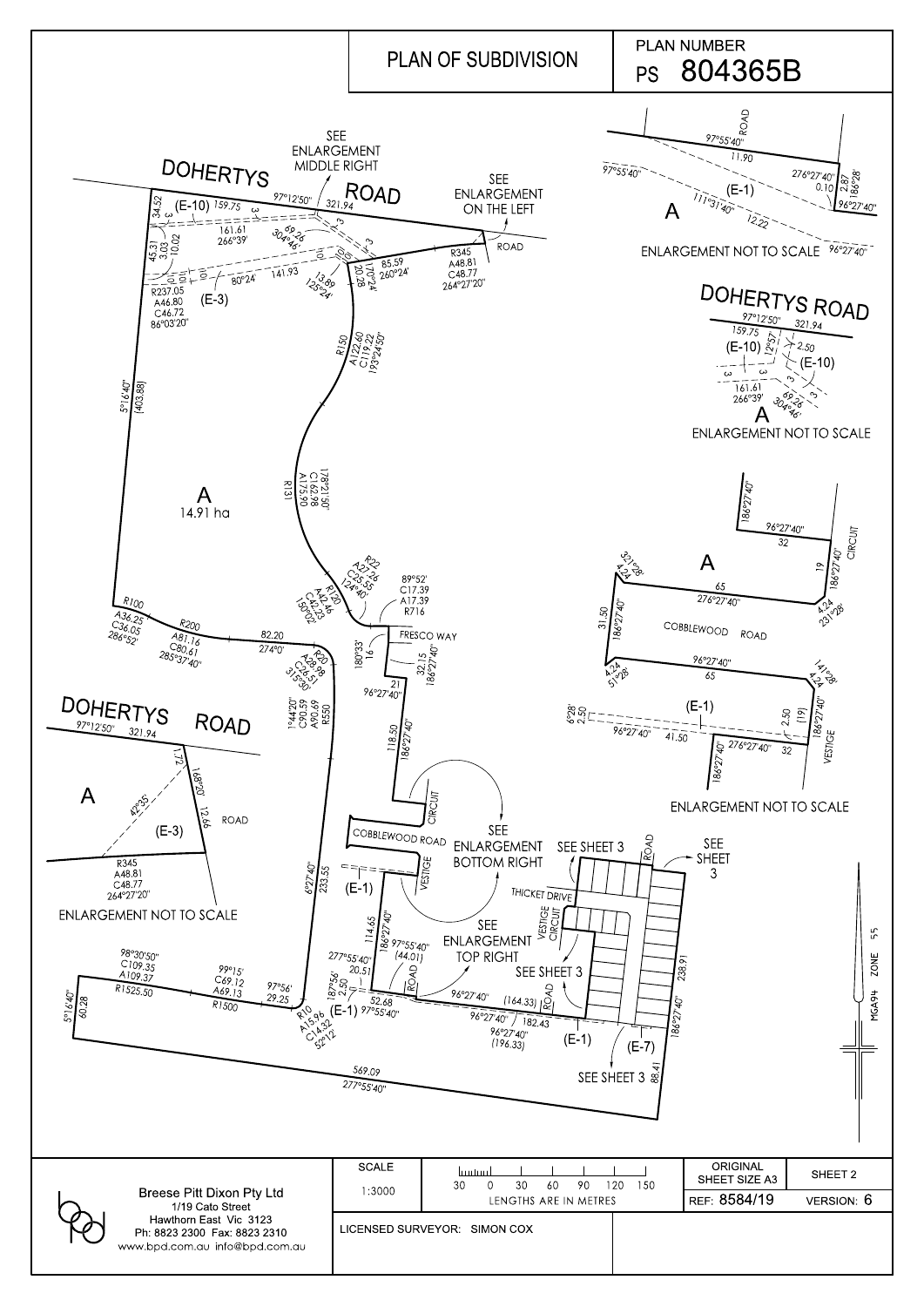# PLAN OF SUBDIVISION

PLAN NUMBER PS 804365B

DOHERTYS ROAD

SEE ENLARGEMENT MIDDLE RIGHT

SEE ENLARGEMENT ON THE LEFT

(E-10) 159.75 97°12'50" 321.94

34.52 45.31 3.03 10.02

161.61 266°39'

69.26 304°46'

3 3 3

10 10 10

80°24' 141.93

13.89 125°24'

85.59 260°24'

170°24' 20.28

R345 A48.81 C48.77 264°27'20"

ROAD

R237.05 A46.80 C46.72 86°03'20"

(E-3)

R150 A122.60 C119.22 193°24'50"

5°16'40" (403.88)

A 14.91 ha

R131 A175.90 C162.98 178°21'50"

R22 A27.26 C25.55 124°40'

R120 A42.46 C42.23 150°02'

89°52' C17.39 A17.39 R716

FRESCO WAY

R100 A36.25 C36.05 286°52'

R200 A81.16 C80.61 285°37'40"

82.20 274°0'

R20 A28.98 C26.51 315°50'

180°33' 16

32.15 186°27'40"

21 96°27'40"

1°44'20" C90.59 A90.69 R550

118.50 186°27'40"

CIRCUIT

SEE ENLARGEMENT BOTTOM RIGHT

COBBLEWOOD ROAD

VESTIGE

(E-1)

6°27'40" 233.55

SEE SHEET 3

ROAD

SEE SHEET 3

THICKET DRIVE

VESTIGE CIRCUIT

114.65 186°27'40"

97°55'40" (44.01)

SEE ENLARGEMENT TOP RIGHT

SEE SHEET 3

ROAD

238.91

277°55'40" 20.51

187°56' 2.50

52.68 97°55'40"

(E-1)

96°27'40" (164.33) ROAD

96°27'40" 182.43

96°27'40" (196.33)

(E-1) (E-7)

186°27'40"

SEE SHEET 3 88.41

98°30'50" C109.35 A109.37 R1525.50

99°15' C69.12 A69.13 R1500

97°56' 29.25

R10 A15.96 C14.32 52°12'

5°16'40" 60.28

569.09 277°55'40"

## ENLARGEMENT NOT TO SCALE (top right)

ROAD

97°55'40" 11.90

97°55'40"

276°27'40" 0.10 2.87 186°28'

(E-1)

A

111°31'40" 12.22

96°27'40"

96°27'40"

## ENLARGEMENT NOT TO SCALE (middle right)

DOHERTYS ROAD

97°12'50" 321.94

159.75

(E-10) 12°57' 2.50

(E-10)

3 3 3 3

161.61 266°39'

69.26 304°46'

A

## ENLARGEMENT NOT TO SCALE (bottom right)

186°27'40"

96°27'40" 32

CIRCUIT

A

321°28' 4.24

65 276°27'40"

19 186°27'40"

31.50 186°27'40"

COBBLEWOOD ROAD

4.24 231°28'

96°27'40" 65

4.24 51°28'

141°28' 4.24

(E-1)

6°28' 2.50

96°27'40" 41.50

276°27'40" 32

2.50 (19) 186°27'40"

186°27'40"

VESTIGE

## ENLARGEMENT NOT TO SCALE (left)

DOHERTYS ROAD

97°12'50" 321.94

A

1.72

168°20'

42°35'

12.66

ROAD

(E-3)

R345 A48.81 C48.77 264°27'20"

MGA94 ZONE 55

| Breese Pitt Dixon Pty Ltd 1/19 Cato Street Hawthorn East Vic 3123 Ph: 8823 2300 Fax: 8823 2310 www.bpd.com.au info@bpd.com.au | SCALE 1:3000 | 30 0 30 60 90 120 150 LENGTHS ARE IN METRES | ORIGINAL SHEET SIZE A3 | SHEET 2 |
|---|---|---|---|---|
| | LICENSED SURVEYOR: SIMON COX | | REF: 8584/19 | VERSION: 6 |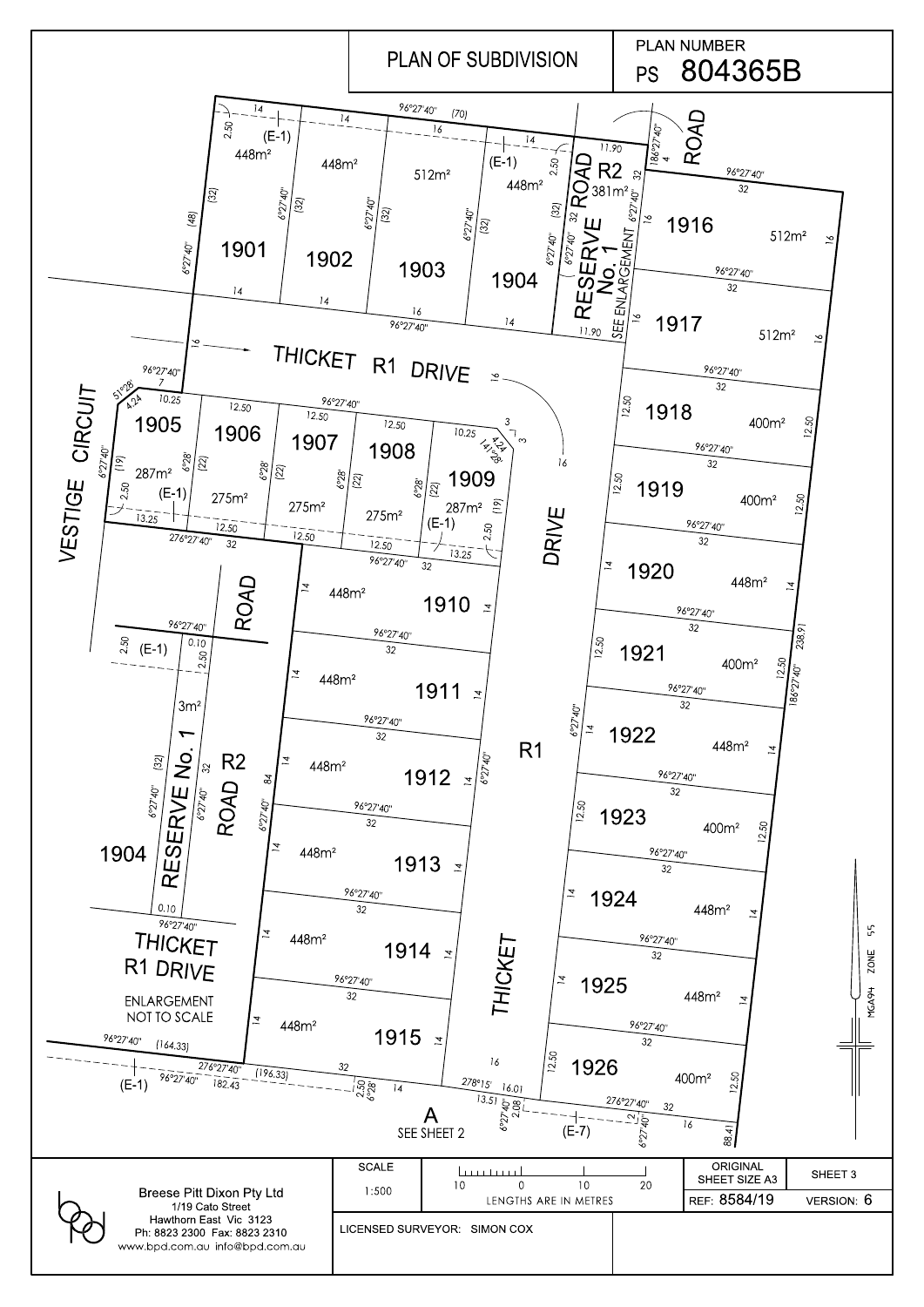# PLAN OF SUBDIVISION

PLAN NUMBER PS 804365B

| Lot | Area |
|---|---|
| 1901 | 448m² |
| 1902 | 448m² |
| 1903 | 512m² |
| 1904 | 448m² |
| 1905 | 287m² |
| 1906 | 275m² |
| 1907 | 275m² |
| 1908 | 275m² |
| 1909 | 287m² |
| 1910 | 448m² |
| 1911 | 448m² |
| 1912 | 448m² |
| 1913 | 448m² |
| 1914 | 448m² |
| 1915 | 448m² |
| 1916 | 512m² |
| 1917 | 512m² |
| 1918 | 400m² |
| 1919 | 400m² |
| 1920 | 448m² |
| 1921 | 400m² |
| 1922 | 448m² |
| 1923 | 400m² |
| 1924 | 448m² |
| 1925 | 448m² |
| 1926 | 400m² |
| RESERVE No. 1 | 381m² |

ROAD R2

THICKET R1 DRIVE

VESTIGE CIRCUIT

THICKET DRIVE R1

ROAD

RESERVE No. 1 SEE ENLARGEMENT

(E-1) (E-7)

ENLARGEMENT NOT TO SCALE: RESERVE No. 1, ROAD R2, 1904, THICKET R1 DRIVE, 3m²

A SEE SHEET 2

MGA94 ZONE 55

Breese Pitt Dixon Pty Ltd
1/19 Cato Street
Hawthorn East Vic 3123
Ph: 8823 2300 Fax: 8823 2310
www.bpd.com.au info@bpd.com.au

SCALE 1:500 — LENGTHS ARE IN METRES

ORIGINAL SHEET SIZE A3 — SHEET 3

REF: 8584/19 — VERSION: 6

LICENSED SURVEYOR: SIMON COX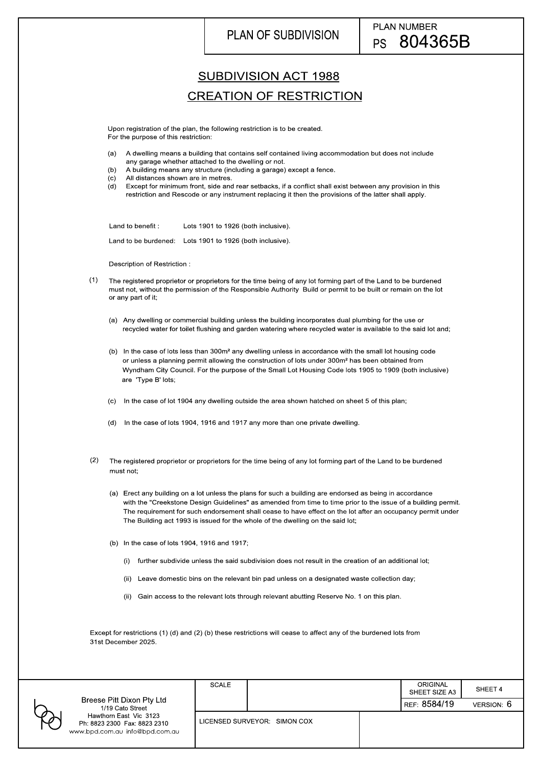PLAN OF SUBDIVISION

PLAN NUMBER PS 804365B

# SUBDIVISION ACT 1988

# CREATION OF RESTRICTION

Upon registration of the plan, the following restriction is to be created.
For the purpose of this restriction:

(a) A dwelling means a building that contains self contained living accommodation but does not include any garage whether attached to the dwelling or not.
(b) A building means any structure (including a garage) except a fence.
(c) All distances shown are in metres.
(d) Except for minimum front, side and rear setbacks, if a conflict shall exist between any provision in this restriction and Rescode or any instrument replacing it then the provisions of the latter shall apply.

Land to benefit : Lots 1901 to 1926 (both inclusive).

Land to be burdened: Lots 1901 to 1926 (both inclusive).

Description of Restriction :

(1) The registered proprietor or proprietors for the time being of any lot forming part of the Land to be burdened must not, without the permission of the Responsible Authority Build or permit to be built or remain on the lot or any part of it;

(a) Any dwelling or commercial building unless the building incorporates dual plumbing for the use or recycled water for toilet flushing and garden watering where recycled water is available to the said lot and;

(b) In the case of lots less than 300m² any dwelling unless in accordance with the small lot housing code or unless a planning permit allowing the construction of lots under 300m² has been obtained from Wyndham City Council. For the purpose of the Small Lot Housing Code lots 1905 to 1909 (both inclusive) are 'Type B' lots;

(c) In the case of lot 1904 any dwelling outside the area shown hatched on sheet 5 of this plan;

(d) In the case of lots 1904, 1916 and 1917 any more than one private dwelling.

(2) The registered proprietor or proprietors for the time being of any lot forming part of the Land to be burdened must not;

(a) Erect any building on a lot unless the plans for such a building are endorsed as being in accordance with the "Creekstone Design Guidelines" as amended from time to time prior to the issue of a building permit. The requirement for such endorsement shall cease to have effect on the lot after an occupancy permit under The Building act 1993 is issued for the whole of the dwelling on the said lot;

(b) In the case of lots 1904, 1916 and 1917;

(i) further subdivide unless the said subdivision does not result in the creation of an additional lot;

(ii) Leave domestic bins on the relevant bin pad unless on a designated waste collection day;

(ii) Gain access to the relevant lots through relevant abutting Reserve No. 1 on this plan.

Except for restrictions (1) (d) and (2) (b) these restrictions will cease to affect any of the burdened lots from 31st December 2025.

| Breese Pitt Dixon Pty Ltd, 1/19 Cato Street, Hawthorn East Vic 3123, Ph: 8823 2300 Fax: 8823 2310, www.bpd.com.au info@bpd.com.au | SCALE | ORIGINAL SHEET SIZE A3 | SHEET 4 |
|---|---|---|---|
| | | REF: 8584/19 | VERSION: 6 |
| | LICENSED SURVEYOR: SIMON COX | | |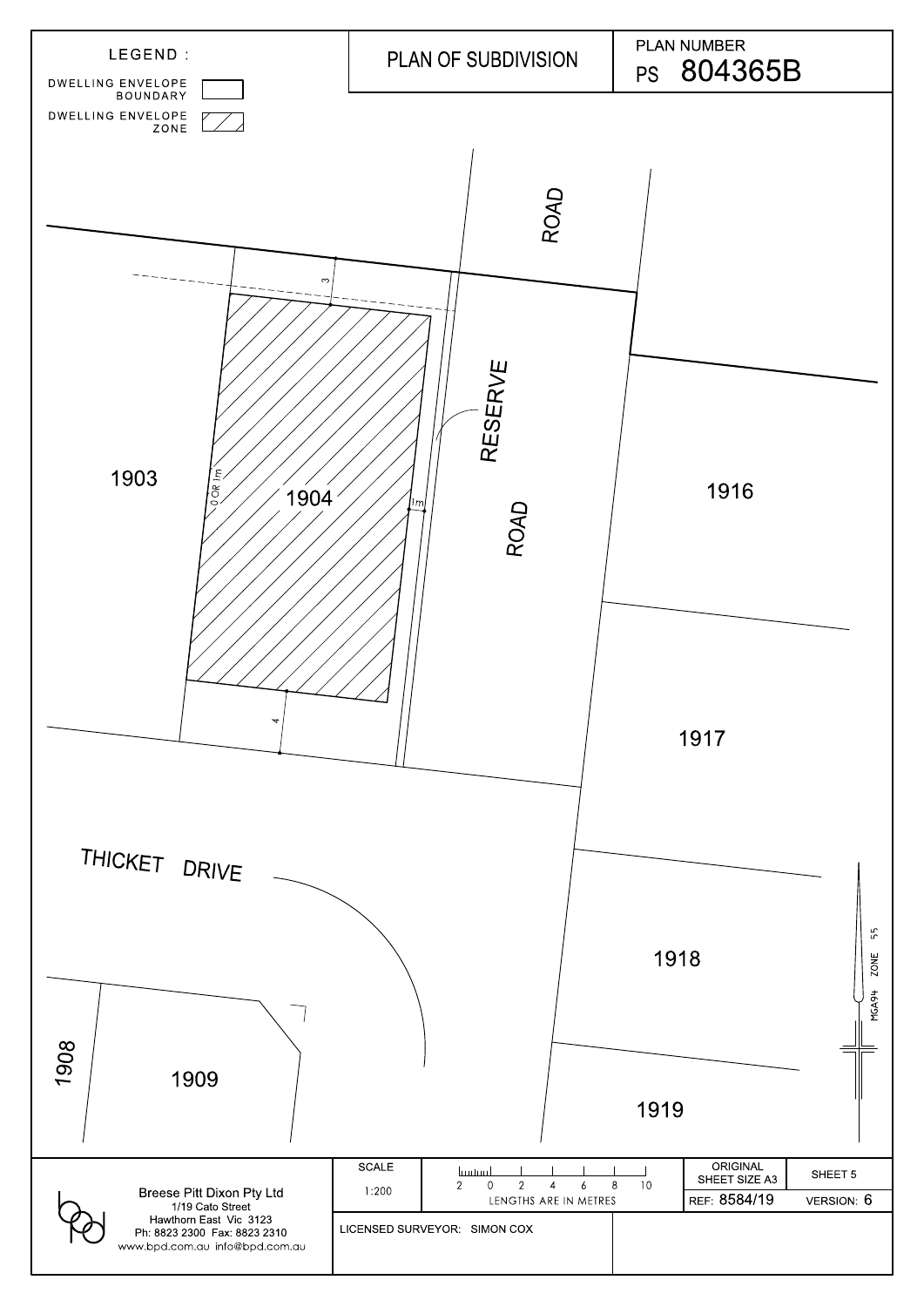LEGEND :

DWELLING ENVELOPE BOUNDARY

DWELLING ENVELOPE ZONE

# PLAN OF SUBDIVISION

PLAN NUMBER

PS 804365B

ROAD

3

RESERVE

1903

0 OR 1m

1904

1.3

ROAD

1916

4

1917

THICKET DRIVE

1918

1908

1909

1919

MGA94 ZONE 55

| | | | | |
|---|---|---|---|---|
| Breese Pitt Dixon Pty Ltd<br>1/19 Cato Street<br>Hawthorn East Vic 3123<br>Ph: 8823 2300 Fax: 8823 2310<br>www.bpd.com.au info@bpd.com.au | SCALE<br>1:200 | 2 0 2 4 6 8 10<br>LENGTHS ARE IN METRES | ORIGINAL SHEET SIZE A3 | SHEET 5 |
| | | | REF: 8584/19 | VERSION: 6 |
| | LICENSED SURVEYOR: SIMON COX | | | |